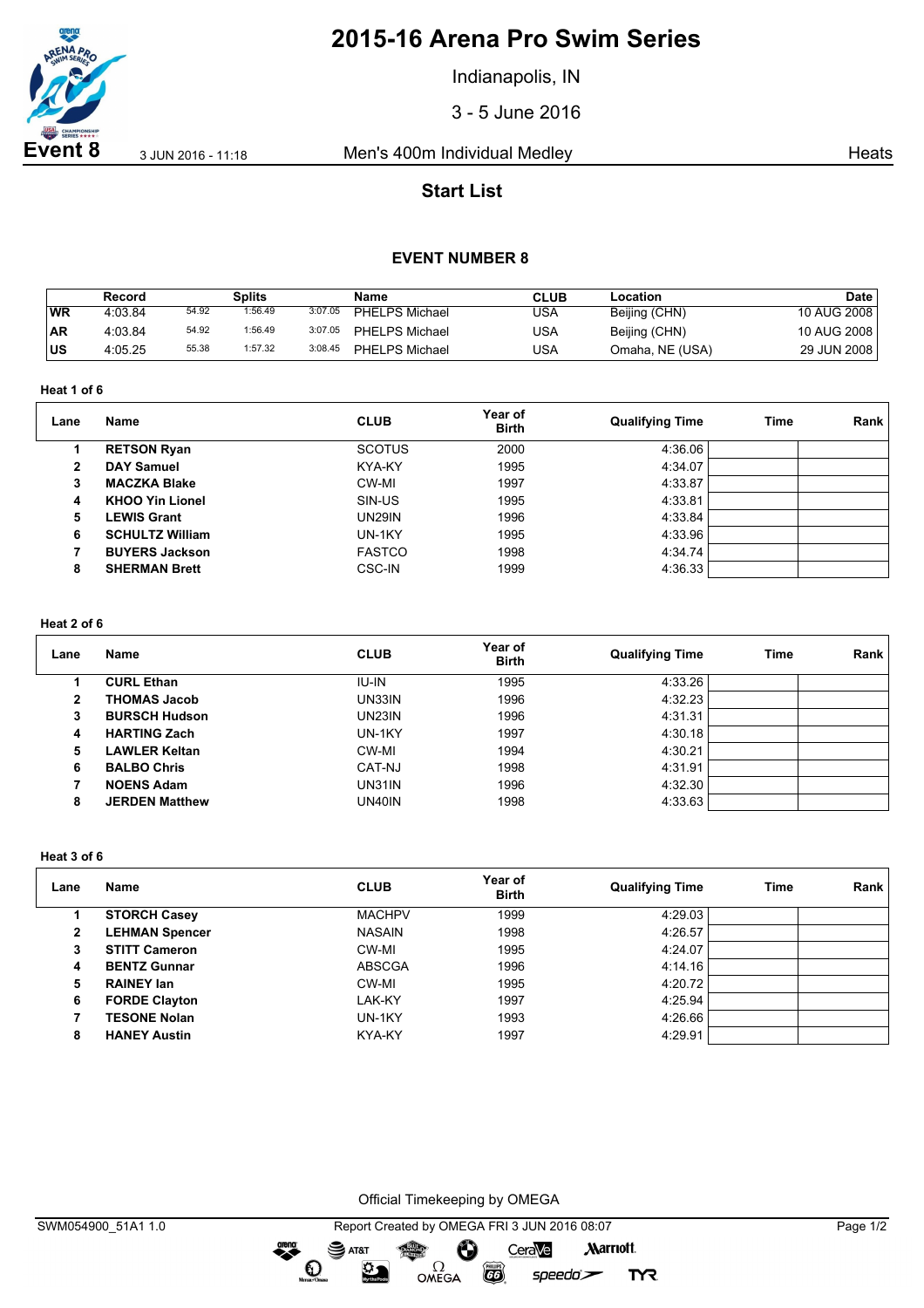# 2015-16 Arena Pro Swim Series

Indianapolis, IN

3 - 5 June 2016

**Event 8** 3 JUN 2016 - 11:18 Men's 400m Individual Medley Heats

## Start List

### EVENT NUMBER 8

| | Record | Splits | | | Name | CLUB | Location | Date |
|---|---|---|---|---|---|---|---|---|
| WR | 4:03.84 | 54.92 | 1:56.49 | 3:07.05 | PHELPS Michael | USA | Beijing (CHN) | 10 AUG 2008 |
| AR | 4:03.84 | 54.92 | 1:56.49 | 3:07.05 | PHELPS Michael | USA | Beijing (CHN) | 10 AUG 2008 |
| US | 4:05.25 | 55.38 | 1:57.32 | 3:08.45 | PHELPS Michael | USA | Omaha, NE (USA) | 29 JUN 2008 |

**Heat 1 of 6**

| Lane | Name | CLUB | Year of Birth | Qualifying Time | Time | Rank |
|---|---|---|---|---|---|---|
| 1 | **RETSON Ryan** | SCOTUS | 2000 | 4:36.06 | | |
| 2 | **DAY Samuel** | KYA-KY | 1995 | 4:34.07 | | |
| 3 | **MACZKA Blake** | CW-MI | 1997 | 4:33.87 | | |
| 4 | **KHOO Yin Lionel** | SIN-US | 1995 | 4:33.81 | | |
| 5 | **LEWIS Grant** | UN29IN | 1996 | 4:33.84 | | |
| 6 | **SCHULTZ William** | UN-1KY | 1995 | 4:33.96 | | |
| 7 | **BUYERS Jackson** | FASTCO | 1998 | 4:34.74 | | |
| 8 | **SHERMAN Brett** | CSC-IN | 1999 | 4:36.33 | | |

**Heat 2 of 6**

| Lane | Name | CLUB | Year of Birth | Qualifying Time | Time | Rank |
|---|---|---|---|---|---|---|
| 1 | **CURL Ethan** | IU-IN | 1995 | 4:33.26 | | |
| 2 | **THOMAS Jacob** | UN33IN | 1996 | 4:32.23 | | |
| 3 | **BURSCH Hudson** | UN23IN | 1996 | 4:31.31 | | |
| 4 | **HARTING Zach** | UN-1KY | 1997 | 4:30.18 | | |
| 5 | **LAWLER Keltan** | CW-MI | 1994 | 4:30.21 | | |
| 6 | **BALBO Chris** | CAT-NJ | 1998 | 4:31.91 | | |
| 7 | **NOENS Adam** | UN31IN | 1996 | 4:32.30 | | |
| 8 | **JERDEN Matthew** | UN40IN | 1998 | 4:33.63 | | |

**Heat 3 of 6**

| Lane | Name | CLUB | Year of Birth | Qualifying Time | Time | Rank |
|---|---|---|---|---|---|---|
| 1 | **STORCH Casey** | MACHPV | 1999 | 4:29.03 | | |
| 2 | **LEHMAN Spencer** | NASAIN | 1998 | 4:26.57 | | |
| 3 | **STITT Cameron** | CW-MI | 1995 | 4:24.07 | | |
| 4 | **BENTZ Gunnar** | ABSCGA | 1996 | 4:14.16 | | |
| 5 | **RAINEY Ian** | CW-MI | 1995 | 4:20.72 | | |
| 6 | **FORDE Clayton** | LAK-KY | 1997 | 4:25.94 | | |
| 7 | **TESONE Nolan** | UN-1KY | 1993 | 4:26.66 | | |
| 8 | **HANEY Austin** | KYA-KY | 1997 | 4:29.91 | | |

Official Timekeeping by OMEGA

SWM054900_51A1 1.0 Report Created by OMEGA FRI 3 JUN 2016 08:07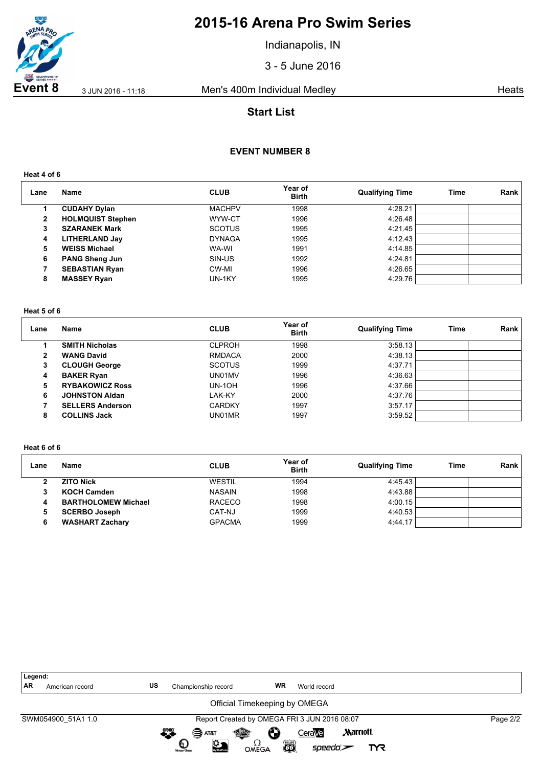# 2015-16 Arena Pro Swim Series

Indianapolis, IN

3 - 5 June 2016

**Event 8** 3 JUN 2016 - 11:18 Men's 400m Individual Medley Heats

## Start List

### EVENT NUMBER 8

**Heat 4 of 6**

| Lane | Name | CLUB | Year of Birth | Qualifying Time | Time | Rank |
|---|---|---|---|---|---|---|
| 1 | **CUDAHY Dylan** | MACHPV | 1998 | 4:28.21 | | |
| 2 | **HOLMQUIST Stephen** | WYW-CT | 1996 | 4:26.48 | | |
| 3 | **SZARANEK Mark** | SCOTUS | 1995 | 4:21.45 | | |
| 4 | **LITHERLAND Jay** | DYNAGA | 1995 | 4:12.43 | | |
| 5 | **WEISS Michael** | WA-WI | 1991 | 4:14.85 | | |
| 6 | **PANG Sheng Jun** | SIN-US | 1992 | 4:24.81 | | |
| 7 | **SEBASTIAN Ryan** | CW-MI | 1996 | 4:26.65 | | |
| 8 | **MASSEY Ryan** | UN-1KY | 1995 | 4:29.76 | | |

**Heat 5 of 6**

| Lane | Name | CLUB | Year of Birth | Qualifying Time | Time | Rank |
|---|---|---|---|---|---|---|
| 1 | **SMITH Nicholas** | CLPROH | 1998 | 3:58.13 | | |
| 2 | **WANG David** | RMDACA | 2000 | 4:38.13 | | |
| 3 | **CLOUGH George** | SCOTUS | 1999 | 4:37.71 | | |
| 4 | **BAKER Ryan** | UN01MV | 1996 | 4:36.63 | | |
| 5 | **RYBAKOWICZ Ross** | UN-1OH | 1996 | 4:37.66 | | |
| 6 | **JOHNSTON Aldan** | LAK-KY | 2000 | 4:37.76 | | |
| 7 | **SELLERS Anderson** | CARDKY | 1997 | 3:57.17 | | |
| 8 | **COLLINS Jack** | UN01MR | 1997 | 3:59.52 | | |

**Heat 6 of 6**

| Lane | Name | CLUB | Year of Birth | Qualifying Time | Time | Rank |
|---|---|---|---|---|---|---|
| 2 | **ZITO Nick** | WESTIL | 1994 | 4:45.43 | | |
| 3 | **KOCH Camden** | NASAIN | 1998 | 4:43.88 | | |
| 4 | **BARTHOLOMEW Michael** | RACECO | 1998 | 4:00.15 | | |
| 5 | **SCERBO Joseph** | CAT-NJ | 1999 | 4:40.53 | | |
| 6 | **WASHART Zachary** | GPACMA | 1999 | 4:44.17 | | |

**Legend:**

| | | | | | |
|---|---|---|---|---|---|
| **AR** | American record | **US** | Championship record | **WR** | World record |

Official Timekeeping by OMEGA

SWM054900_51A1 1.0 Report Created by OMEGA FRI 3 JUN 2016 08:07